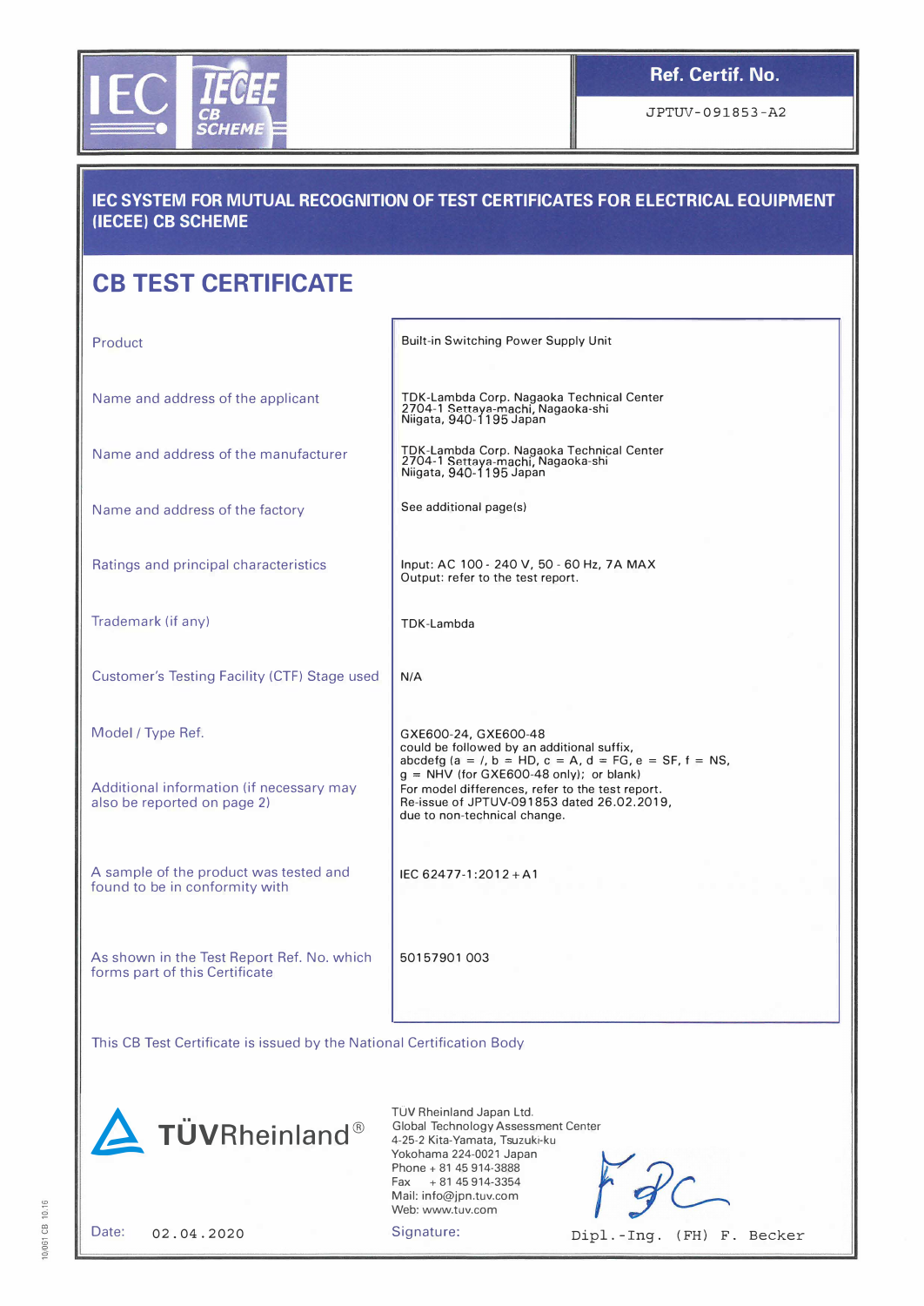IEC IECEE CB SCHEME

| Ref. Certif. No. |
| --- |
| JPTUV-091853-A2 |

## IEC SYSTEM FOR MUTUAL RECOGNITION OF TEST CERTIFICATES FOR ELECTRICAL EQUIPMENT (IECEE) CB SCHEME

# CB TEST CERTIFICATE

| | |
| --- | --- |
| Product | Built-in Switching Power Supply Unit |
| Name and address of the applicant | TDK-Lambda Corp. Nagaoka Technical Center<br>2704-1 Settaya-machi, Nagaoka-shi<br>Niigata, 940-1195 Japan |
| Name and address of the manufacturer | TDK-Lambda Corp. Nagaoka Technical Center<br>2704-1 Settaya-machi, Nagaoka-shi<br>Niigata, 940-1195 Japan |
| Name and address of the factory | See additional page(s) |
| Ratings and principal characteristics | Input: AC 100 - 240 V, 50 - 60 Hz, 7A MAX<br>Output: refer to the test report. |
| Trademark (if any) | TDK-Lambda |
| Customer's Testing Facility (CTF) Stage used | N/A |
| Model / Type Ref. | GXE600-24, GXE600-48<br>could be followed by an additional suffix,<br>abcdefg (a = /, b = HD, c = A, d = FG, e = SF, f = NS,<br>g = NHV (for GXE600-48 only); or blank) |
| Additional information (if necessary may also be reported on page 2) | For model differences, refer to the test report.<br>Re-issue of JPTUV-091853 dated 26.02.2019,<br>due to non-technical change. |
| A sample of the product was tested and found to be in conformity with | IEC 62477-1:2012+A1 |
| As shown in the Test Report Ref. No. which forms part of this Certificate | 50157901 003 |

This CB Test Certificate is issued by the National Certification Body

TÜVRheinland®

TUV Rheinland Japan Ltd.
Global Technology Assessment Center
4-25-2 Kita-Yamata, Tsuzuki-ku
Yokohama 224-0021 Japan
Phone + 81 45 914-3888
Fax + 81 45 914-3354
Mail: info@jpn.tuv.com
Web: www.tuv.com

Date: 02.04.2020

Signature: Dipl.-Ing. (FH) F. Becker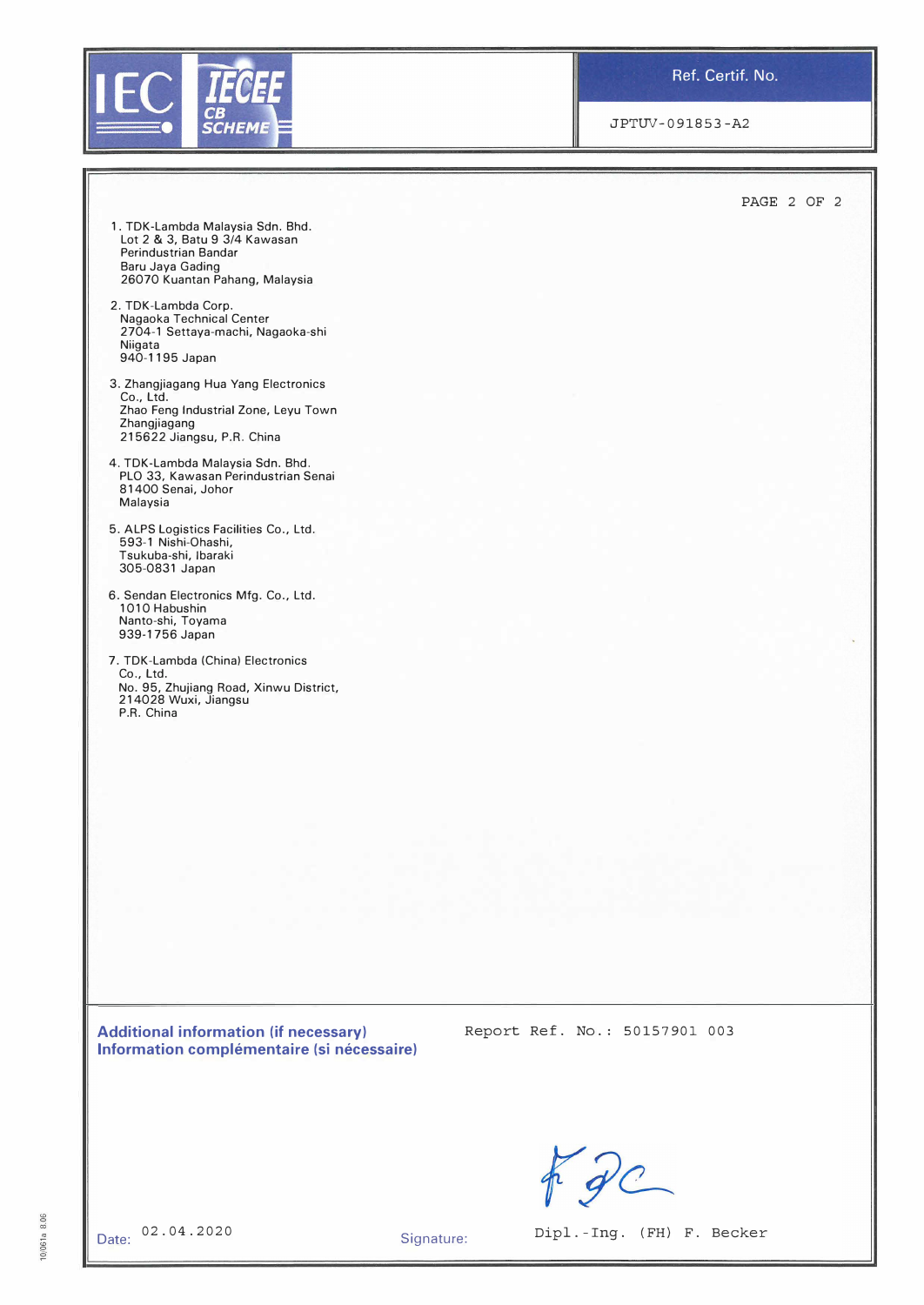IEC IECEE CB SCHEME

**Ref. Certif. No.**

JPTUV-091853-A2

1. TDK-Lambda Malaysia Sdn. Bhd.
   Lot 2 & 3, Batu 9 3/4 Kawasan
   Perindustrian Bandar
   Baru Jaya Gading
   26070 Kuantan Pahang, Malaysia

2. TDK-Lambda Corp.
   Nagaoka Technical Center
   2704-1 Settaya-machi, Nagaoka-shi
   Niigata
   940-1195 Japan

3. Zhangjiagang Hua Yang Electronics
   Co., Ltd.
   Zhao Feng Industrial Zone, Leyu Town
   Zhangjiagang
   215622 Jiangsu, P.R. China

4. TDK-Lambda Malaysia Sdn. Bhd.
   PLO 33, Kawasan Perindustrian Senai
   81400 Senai, Johor
   Malaysia

5. ALPS Logistics Facilities Co., Ltd.
   593-1 Nishi-Ohashi,
   Tsukuba-shi, Ibaraki
   305-0831 Japan

6. Sendan Electronics Mfg. Co., Ltd.
   1010 Habushin
   Nanto-shi, Toyama
   939-1756 Japan

7. TDK-Lambda (China) Electronics
   Co., Ltd.
   No. 95, Zhujiang Road, Xinwu District,
   214028 Wuxi, Jiangsu
   P.R. China

**Additional information (if necessary)**
**Information complémentaire (si nécessaire)**

Report Ref. No.: 50157901 003

Date: 02.04.2020

Signature: Dipl.-Ing. (FH) F. Becker